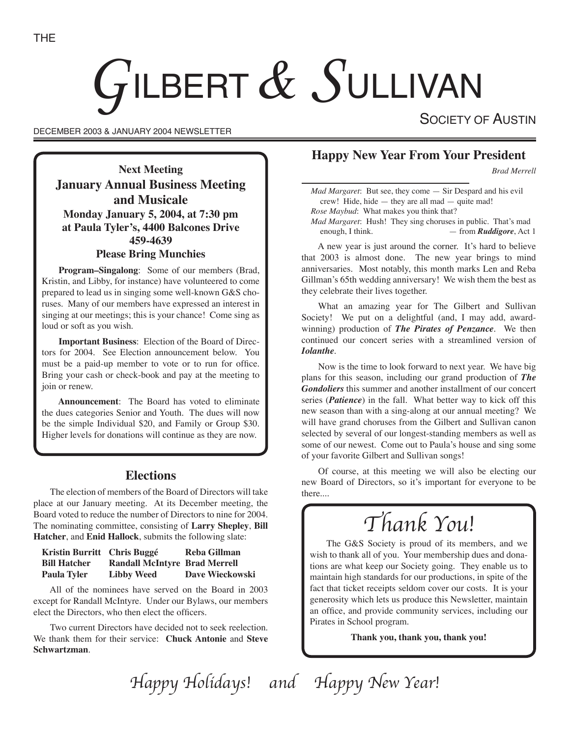THE

# GILBERT & SULLIVAN

SOCIETY OF AUSTIN

DECEMBER 2003 & JANUARY 2004 NEWSLETTER

## Next Meeting

### January Annual Business Meeting and Musicale

**Monday January 5, 2004, at 7:30 pm**
**at Paula Tyler's, 4400 Balcones Drive**
**459-4639**
**Please Bring Munchies**

**Program–Singalong**: Some of our members (Brad, Kristin, and Libby, for instance) have volunteered to come prepared to lead us in singing some well-known G&S choruses. Many of our members have expressed an interest in singing at our meetings; this is your chance! Come sing as loud or soft as you wish.

**Important Business**: Election of the Board of Directors for 2004. See Election announcement below. You must be a paid-up member to vote or to run for office. Bring your cash or check-book and pay at the meeting to join or renew.

**Announcement**: The Board has voted to eliminate the dues categories Senior and Youth. The dues will now be the simple Individual $20, and Family or Group $30. Higher levels for donations will continue as they are now.

## Elections

The election of members of the Board of Directors will take place at our January meeting. At its December meeting, the Board voted to reduce the number of Directors to nine for 2004. The nominating committee, consisting of **Larry Shepley**, **Bill Hatcher**, and **Enid Hallock**, submits the following slate:

| | | |
|---|---|---|
| **Kristin Burritt** | **Chris Buggé** | **Reba Gillman** |
| **Bill Hatcher** | **Randall McIntyre** | **Brad Merrell** |
| **Paula Tyler** | **Libby Weed** | **Dave Wieckowski** |

All of the nominees have served on the Board in 2003 except for Randall McIntyre. Under our Bylaws, our members elect the Directors, who then elect the officers.

Two current Directors have decided not to seek reelection. We thank them for their service: **Chuck Antonie** and **Steve Schwartzman**.

## Happy New Year From Your President

*Brad Merrell*

*Mad Margaret*: But see, they come — Sir Despard and his evil crew! Hide, hide — they are all mad — quite mad!
*Rose Maybud*: What makes you think that?
*Mad Margaret*: Hush! They sing choruses in public. That's mad enough, I think. — from ***Ruddigore***, Act 1

A new year is just around the corner. It's hard to believe that 2003 is almost done. The new year brings to mind anniversaries. Most notably, this month marks Len and Reba Gillman's 65th wedding anniversary! We wish them the best as they celebrate their lives together.

What an amazing year for The Gilbert and Sullivan Society! We put on a delightful (and, I may add, award-winning) production of ***The Pirates of Penzance***. We then continued our concert series with a streamlined version of ***Iolanthe***.

Now is the time to look forward to next year. We have big plans for this season, including our grand production of ***The Gondoliers*** this summer and another installment of our concert series (***Patience***) in the fall. What better way to kick off this new season than with a sing-along at our annual meeting? We will have grand choruses from the Gilbert and Sullivan canon selected by several of our longest-standing members as well as some of our newest. Come out to Paula's house and sing some of your favorite Gilbert and Sullivan songs!

Of course, at this meeting we will also be electing our new Board of Directors, so it's important for everyone to be there....

## Thank You!

The G&S Society is proud of its members, and we wish to thank all of you. Your membership dues and donations are what keep our Society going. They enable us to maintain high standards for our productions, in spite of the fact that ticket receipts seldom cover our costs. It is your generosity which lets us produce this Newsletter, maintain an office, and provide community services, including our Pirates in School program.

**Thank you, thank you, thank you!**

*Happy Holidays! and Happy New Year!*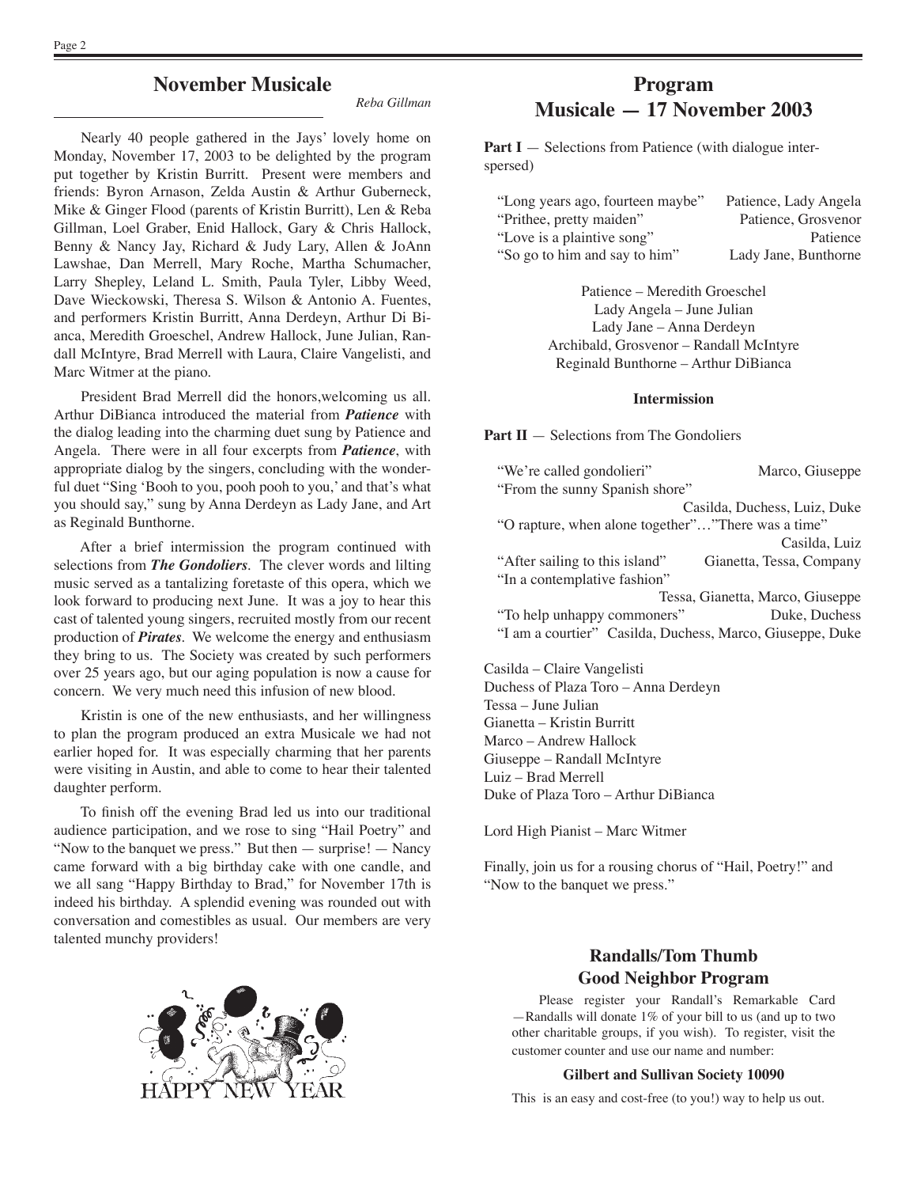## November Musicale

*Reba Gillman*

Nearly 40 people gathered in the Jays' lovely home on Monday, November 17, 2003 to be delighted by the program put together by Kristin Burritt. Present were members and friends: Byron Arnason, Zelda Austin & Arthur Guberneck, Mike & Ginger Flood (parents of Kristin Burritt), Len & Reba Gillman, Loel Graber, Enid Hallock, Gary & Chris Hallock, Benny & Nancy Jay, Richard & Judy Lary, Allen & JoAnn Lawshae, Dan Merrell, Mary Roche, Martha Schumacher, Larry Shepley, Leland L. Smith, Paula Tyler, Libby Weed, Dave Wieckowski, Theresa S. Wilson & Antonio A. Fuentes, and performers Kristin Burritt, Anna Derdeyn, Arthur Di Bianca, Meredith Groeschel, Andrew Hallock, June Julian, Randall McIntyre, Brad Merrell with Laura, Claire Vangelisti, and Marc Witmer at the piano.

President Brad Merrell did the honors,welcoming us all. Arthur DiBianca introduced the material from ***Patience*** with the dialog leading into the charming duet sung by Patience and Angela. There were in all four excerpts from ***Patience***, with appropriate dialog by the singers, concluding with the wonderful duet "Sing 'Booh to you, pooh pooh to you,' and that's what you should say," sung by Anna Derdeyn as Lady Jane, and Art as Reginald Bunthorne.

After a brief intermission the program continued with selections from ***The Gondoliers***. The clever words and lilting music served as a tantalizing foretaste of this opera, which we look forward to producing next June. It was a joy to hear this cast of talented young singers, recruited mostly from our recent production of ***Pirates***. We welcome the energy and enthusiasm they bring to us. The Society was created by such performers over 25 years ago, but our aging population is now a cause for concern. We very much need this infusion of new blood.

Kristin is one of the new enthusiasts, and her willingness to plan the program produced an extra Musicale we had not earlier hoped for. It was especially charming that her parents were visiting in Austin, and able to come to hear their talented daughter perform.

To finish off the evening Brad led us into our traditional audience participation, and we rose to sing "Hail Poetry" and "Now to the banquet we press." But then — surprise! — Nancy came forward with a big birthday cake with one candle, and we all sang "Happy Birthday to Brad," for November 17th is indeed his birthday. A splendid evening was rounded out with conversation and comestibles as usual. Our members are very talented munchy providers!

HAPPY NEW YEAR

## Program
## Musicale — 17 November 2003

**Part I** — Selections from Patience (with dialogue interspersed)

| | |
|---|---|
| "Long years ago, fourteen maybe" | Patience, Lady Angela |
| "Prithee, pretty maiden" | Patience, Grosvenor |
| "Love is a plaintive song" | Patience |
| "So go to him and say to him" | Lady Jane, Bunthorne |

Patience – Meredith Groeschel
Lady Angela – June Julian
Lady Jane – Anna Derdeyn
Archibald, Grosvenor – Randall McIntyre
Reginald Bunthorne – Arthur DiBianca

**Intermission**

**Part II** — Selections from The Gondoliers

| | |
|---|---|
| "We're called gondolieri" | Marco, Giuseppe |
| "From the sunny Spanish shore" | Casilda, Duchess, Luiz, Duke |
| "O rapture, when alone together"…"There was a time" | Casilda, Luiz |
| "After sailing to this island" | Gianetta, Tessa, Company |
| "In a contemplative fashion" | Tessa, Gianetta, Marco, Giuseppe |
| "To help unhappy commoners" | Duke, Duchess |
| "I am a courtier" | Casilda, Duchess, Marco, Giuseppe, Duke |

Casilda – Claire Vangelisti
Duchess of Plaza Toro – Anna Derdeyn
Tessa – June Julian
Gianetta – Kristin Burritt
Marco – Andrew Hallock
Giuseppe – Randall McIntyre
Luiz – Brad Merrell
Duke of Plaza Toro – Arthur DiBianca

Lord High Pianist – Marc Witmer

Finally, join us for a rousing chorus of "Hail, Poetry!" and "Now to the banquet we press."

### Randalls/Tom Thumb Good Neighbor Program

Please register your Randall's Remarkable Card —Randalls will donate 1% of your bill to us (and up to two other charitable groups, if you wish). To register, visit the customer counter and use our name and number:

**Gilbert and Sullivan Society 10090**

This is an easy and cost-free (to you!) way to help us out.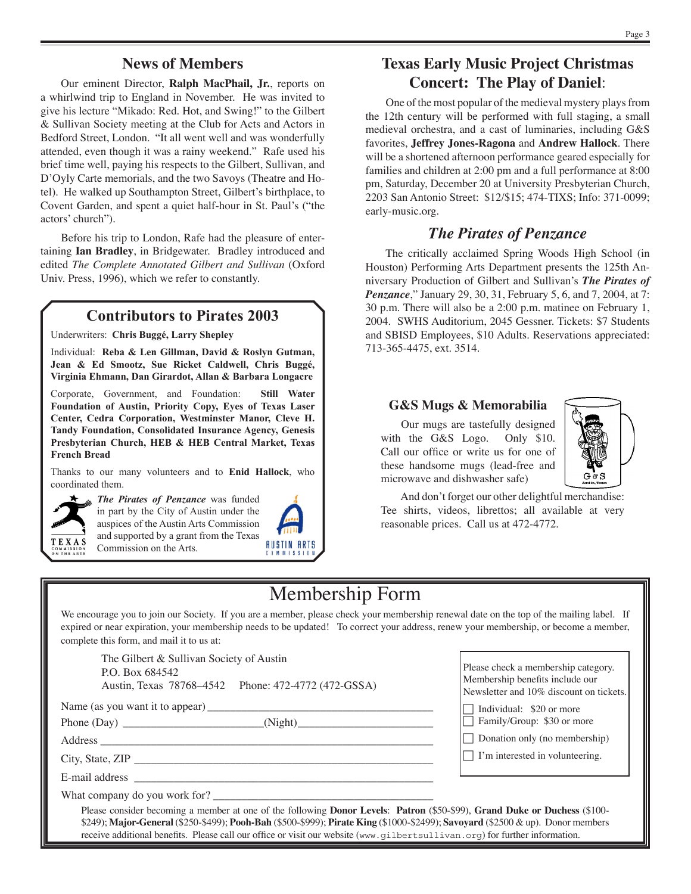## News of Members

Our eminent Director, **Ralph MacPhail, Jr.**, reports on a whirlwind trip to England in November. He was invited to give his lecture "Mikado: Red. Hot, and Swing!" to the Gilbert & Sullivan Society meeting at the Club for Acts and Actors in Bedford Street, London. "It all went well and was wonderfully attended, even though it was a rainy weekend." Rafe used his brief time well, paying his respects to the Gilbert, Sullivan, and D'Oyly Carte memorials, and the two Savoys (Theatre and Hotel). He walked up Southampton Street, Gilbert's birthplace, to Covent Garden, and spent a quiet half-hour in St. Paul's ("the actors' church").

Before his trip to London, Rafe had the pleasure of entertaining **Ian Bradley**, in Bridgewater. Bradley introduced and edited *The Complete Annotated Gilbert and Sullivan* (Oxford Univ. Press, 1996), which we refer to constantly.

## Contributors to Pirates 2003

Underwriters: **Chris Buggé, Larry Shepley**

Individual: **Reba & Len Gillman, David & Roslyn Gutman, Jean & Ed Smootz, Sue Ricket Caldwell, Chris Buggé, Virginia Ehmann, Dan Girardot, Allan & Barbara Longacre**

Corporate, Government, and Foundation: **Still Water Foundation of Austin, Priority Copy, Eyes of Texas Laser Center, Cedra Corporation, Westminster Manor, Cleve H. Tandy Foundation, Consolidated Insurance Agency, Genesis Presbyterian Church, HEB & HEB Central Market, Texas French Bread**

Thanks to our many volunteers and to **Enid Hallock**, who coordinated them.

***The Pirates of Penzance*** was funded in part by the City of Austin under the auspices of the Austin Arts Commission and supported by a grant from the Texas Commission on the Arts.

## Texas Early Music Project Christmas Concert: The Play of Daniel:

One of the most popular of the medieval mystery plays from the 12th century will be performed with full staging, a small medieval orchestra, and a cast of luminaries, including G&S favorites, **Jeffrey Jones-Ragona** and **Andrew Hallock**. There will be a shortened afternoon performance geared especially for families and children at 2:00 pm and a full performance at 8:00 pm, Saturday, December 20 at University Presbyterian Church, 2203 San Antonio Street: $12/$15; 474-TIXS; Info: 371-0099; early-music.org.

## *The Pirates of Penzance*

The critically acclaimed Spring Woods High School (in Houston) Performing Arts Department presents the 125th Anniversary Production of Gilbert and Sullivan's ***The Pirates of Penzance***," January 29, 30, 31, February 5, 6, and 7, 2004, at 7: 30 p.m. There will also be a 2:00 p.m. matinee on February 1, 2004. SWHS Auditorium, 2045 Gessner. Tickets: $7 Students and SBISD Employees, $10 Adults. Reservations appreciated: 713-365-4475, ext. 3514.

### G&S Mugs & Memorabilia

Our mugs are tastefully designed with the G&S Logo. Only $10. Call our office or write us for one of these handsome mugs (lead-free and microwave and dishwasher safe)

And don't forget our other delightful merchandise: Tee shirts, videos, librettos; all available at very reasonable prices. Call us at 472-4772.

# Membership Form

We encourage you to join our Society. If you are a member, please check your membership renewal date on the top of the mailing label. If expired or near expiration, your membership needs to be updated! To correct your address, renew your membership, or become a member, complete this form, and mail it to us at:

The Gilbert & Sullivan Society of Austin
P.O. Box 684542
Austin, Texas 78768–4542 Phone: 472-4772 (472-GSSA)

Name (as you want it to appear) ______________________

Phone (Day) ______________________ (Night) ______________________

Address ______________________

City, State, ZIP ______________________

E-mail address ______________________

What company do you work for? ______________________

Please check a membership category. Membership benefits include our Newsletter and 10% discount on tickets.

- ☐ Individual: $20 or more
- ☐ Family/Group: $30 or more
- ☐ Donation only (no membership)
- ☐ I'm interested in volunteering.

Please consider becoming a member at one of the following **Donor Levels**: **Patron** ($50-$99), **Grand Duke or Duchess** ($100-$249); **Major-General** ($250-$499); **Pooh-Bah** ($500-$999); **Pirate King** ($1000-$2499); **Savoyard** ($2500 & up). Donor members receive additional benefits. Please call our office or visit our website (www.gilbertsullivan.org) for further information.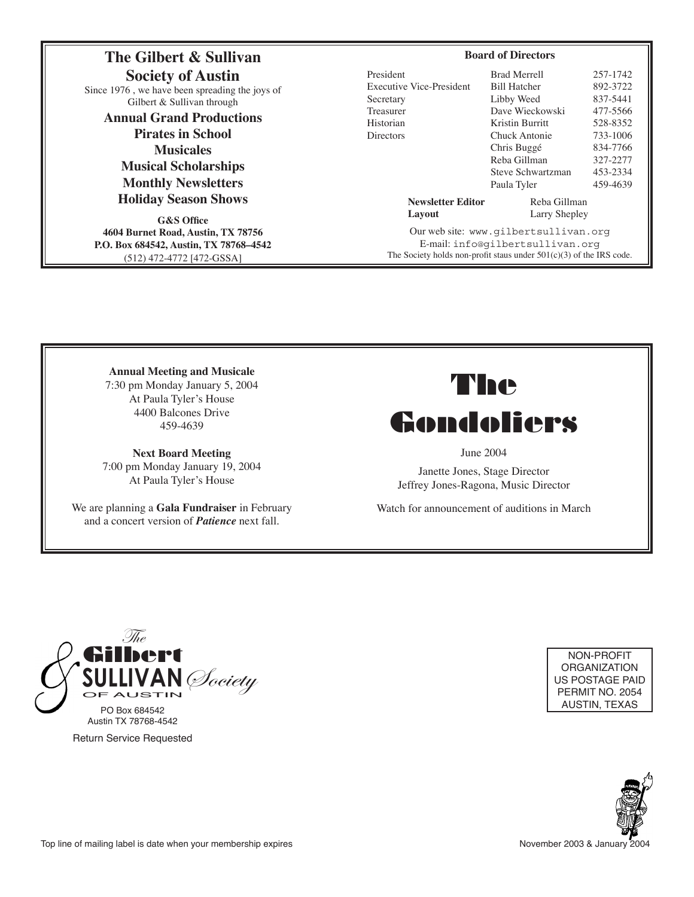## The Gilbert & Sullivan Society of Austin

Since 1976 , we have been spreading the joys of Gilbert & Sullivan through

**Annual Grand Productions**
**Pirates in School**
**Musicales**
**Musical Scholarships**
**Monthly Newsletters**
**Holiday Season Shows**

**G&S Office**
**4604 Burnet Road, Austin, TX 78756**
**P.O. Box 684542, Austin, TX 78768–4542**
(512) 472-4772 [472-GSSA]

### Board of Directors

| | | |
|---|---|---|
| President | Brad Merrell | 257-1742 |
| Executive Vice-President | Bill Hatcher | 892-3722 |
| Secretary | Libby Weed | 837-5441 |
| Treasurer | Dave Wieckowski | 477-5566 |
| Historian | Kristin Burritt | 528-8352 |
| Directors | Chuck Antonie | 733-1006 |
| | Chris Buggé | 834-7766 |
| | Reba Gillman | 327-2277 |
| | Steve Schwartzman | 453-2334 |
| | Paula Tyler | 459-4639 |

**Newsletter Editor** Reba Gillman
**Layout** Larry Shepley

Our web site: www.gilbertsullivan.org
E-mail: info@gilbertsullivan.org
The Society holds non-profit staus under 501(c)(3) of the IRS code.

**Annual Meeting and Musicale**
7:30 pm Monday January 5, 2004
At Paula Tyler's House
4400 Balcones Drive
459-4639

**Next Board Meeting**
7:00 pm Monday January 19, 2004
At Paula Tyler's House

We are planning a **Gala Fundraiser** in February and a concert version of ***Patience*** next fall.

# The Gondoliers

June 2004

Janette Jones, Stage Director
Jeffrey Jones-Ragona, Music Director

Watch for announcement of auditions in March

The Gilbert & Sullivan Society of Austin
PO Box 684542
Austin TX 78768-4542

Return Service Requested

NON-PROFIT
ORGANIZATION
US POSTAGE PAID
PERMIT NO. 2054
AUSTIN, TEXAS

Top line of mailing label is date when your membership expires

November 2003 & January 2004